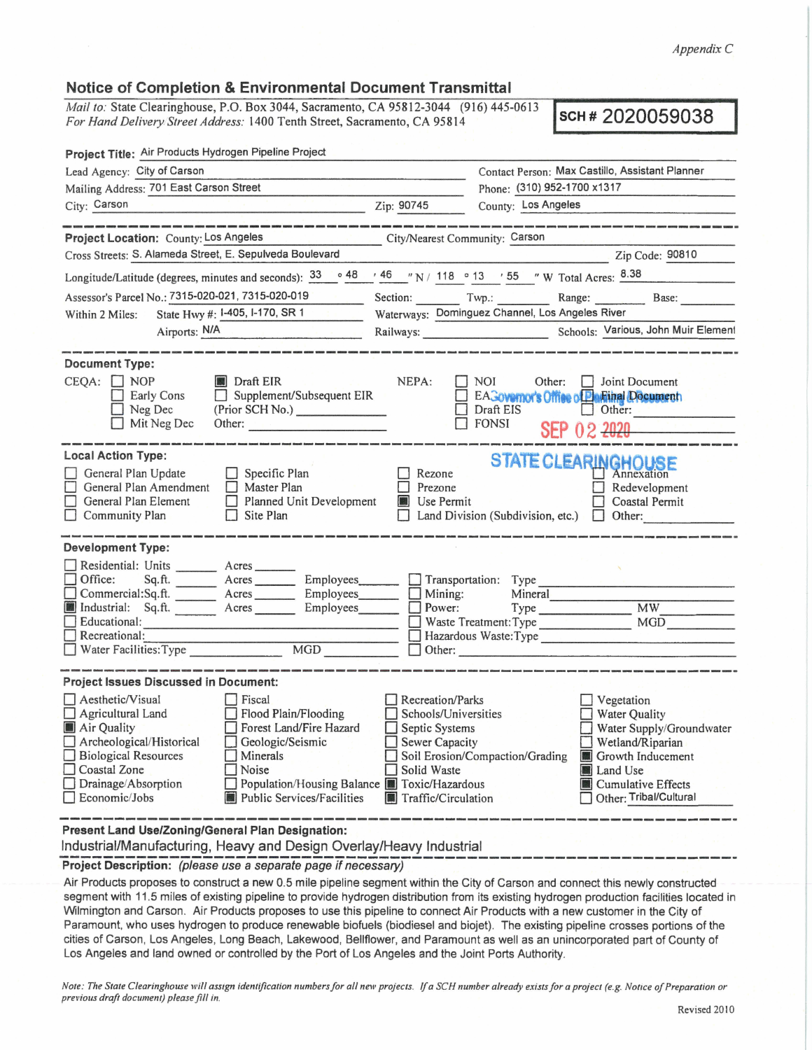*Appendix C*

## Notice of Completion & Environmental Document Transmittal

*Mail to:* State Clearinghouse, P.O. Box 3044, Sacramento, CA 95812-3044 (916) 445-0613
*For Hand Delivery/Street Address:* 1400 Tenth Street, Sacramento, CA 95814

**SCH # 2020059038**

**Project Title:** Air Products Hydrogen Pipeline Project

Lead Agency: City of Carson — Contact Person: Max Castillo, Assistant Planner
Mailing Address: 701 East Carson Street — Phone: (310) 952-1700 x1317
City: Carson — Zip: 90745 — County: Los Angeles

---

**Project Location:** County: Los Angeles — City/Nearest Community: Carson
Cross Streets: S. Alameda Street, E. Sepulveda Boulevard — Zip Code: 90810
Longitude/Latitude (degrees, minutes and seconds): 33 ° 48 ′ 46 ″ N / 118 ° 13 ′ 55 ″ W Total Acres: 8.38
Assessor's Parcel No.: 7315-020-021, 7315-020-019 — Section: ____ Twp.: ____ Range: ____ Base: ____
Within 2 Miles: State Hwy #: I-405, I-170, SR 1 — Waterways: Dominguez Channel, Los Angeles River
Airports: N/A — Railways: ____ — Schools: Various, John Muir Element

---

**Document Type:**

CEQA:
- [ ] NOP
- [ ] Early Cons
- [ ] Neg Dec
- [ ] Mit Neg Dec
- [x] Draft EIR
- [ ] Supplement/Subsequent EIR
- (Prior SCH No.) ____
- Other: ____

NEPA:
- [ ] NOI
- [ ] EA
- [ ] Draft EIS
- [ ] FONSI

Other:
- [ ] Joint Document
- [ ] Final Document
- [ ] Other: ____

Governor's Office of Planning & Research
SEP 02 2020
STATE CLEARINGHOUSE

---

**Local Action Type:**

- [ ] General Plan Update
- [ ] General Plan Amendment
- [ ] General Plan Element
- [ ] Community Plan
- [ ] Specific Plan
- [ ] Master Plan
- [ ] Planned Unit Development
- [ ] Site Plan
- [ ] Rezone
- [ ] Prezone
- [x] Use Permit
- [ ] Land Division (Subdivision, etc.)
- [ ] Annexation
- [ ] Redevelopment
- [ ] Coastal Permit
- [ ] Other: ____

---

**Development Type:**

- [ ] Residential: Units ____ Acres ____
- [ ] Office: Sq.ft. ____ Acres ____ Employees ____
- [ ] Commercial: Sq.ft. ____ Acres ____ Employees ____
- [x] Industrial: Sq.ft. ____ Acres ____ Employees ____
- [ ] Educational: ____
- [ ] Recreational: ____
- [ ] Water Facilities: Type ____ MGD ____
- [ ] Transportation: Type ____
- [ ] Mining: Mineral ____
- [ ] Power: Type ____ MW ____
- [ ] Waste Treatment: Type ____ MGD ____
- [ ] Hazardous Waste: Type ____
- [ ] Other: ____

---

**Project Issues Discussed in Document:**

- [ ] Aesthetic/Visual
- [ ] Agricultural Land
- [x] Air Quality
- [ ] Archeological/Historical
- [ ] Biological Resources
- [ ] Coastal Zone
- [ ] Drainage/Absorption
- [ ] Economic/Jobs
- [ ] Fiscal
- [ ] Flood Plain/Flooding
- [ ] Forest Land/Fire Hazard
- [ ] Geologic/Seismic
- [ ] Minerals
- [ ] Noise
- [ ] Population/Housing Balance
- [x] Public Services/Facilities
- [ ] Recreation/Parks
- [ ] Schools/Universities
- [ ] Septic Systems
- [ ] Sewer Capacity
- [ ] Soil Erosion/Compaction/Grading
- [ ] Solid Waste
- [x] Toxic/Hazardous
- [x] Traffic/Circulation
- [ ] Vegetation
- [ ] Water Quality
- [ ] Water Supply/Groundwater
- [ ] Wetland/Riparian
- [x] Growth Inducement
- [x] Land Use
- [x] Cumulative Effects
- [ ] Other: Tribal/Cultural

---

**Present Land Use/Zoning/General Plan Designation:**

Industrial/Manufacturing, Heavy and Design Overlay/Heavy Industrial

**Project Description:** *(please use a separate page if necessary)*

Air Products proposes to construct a new 0.5 mile pipeline segment within the City of Carson and connect this newly constructed segment with 11.5 miles of existing pipeline to provide hydrogen distribution from its existing hydrogen production facilities located in Wilmington and Carson. Air Products proposes to use this pipeline to connect Air Products with a new customer in the City of Paramount, who uses hydrogen to produce renewable biofuels (biodiesel and biojet). The existing pipeline crosses portions of the cities of Carson, Los Angeles, Long Beach, Lakewood, Bellflower, and Paramount as well as an unincorporated part of County of Los Angeles and land owned or controlled by the Port of Los Angeles and the Joint Ports Authority.

*Note: The State Clearinghouse will assign identification numbers for all new projects. If a SCH number already exists for a project (e.g. Notice of Preparation or previous draft document) please fill in.*

Revised 2010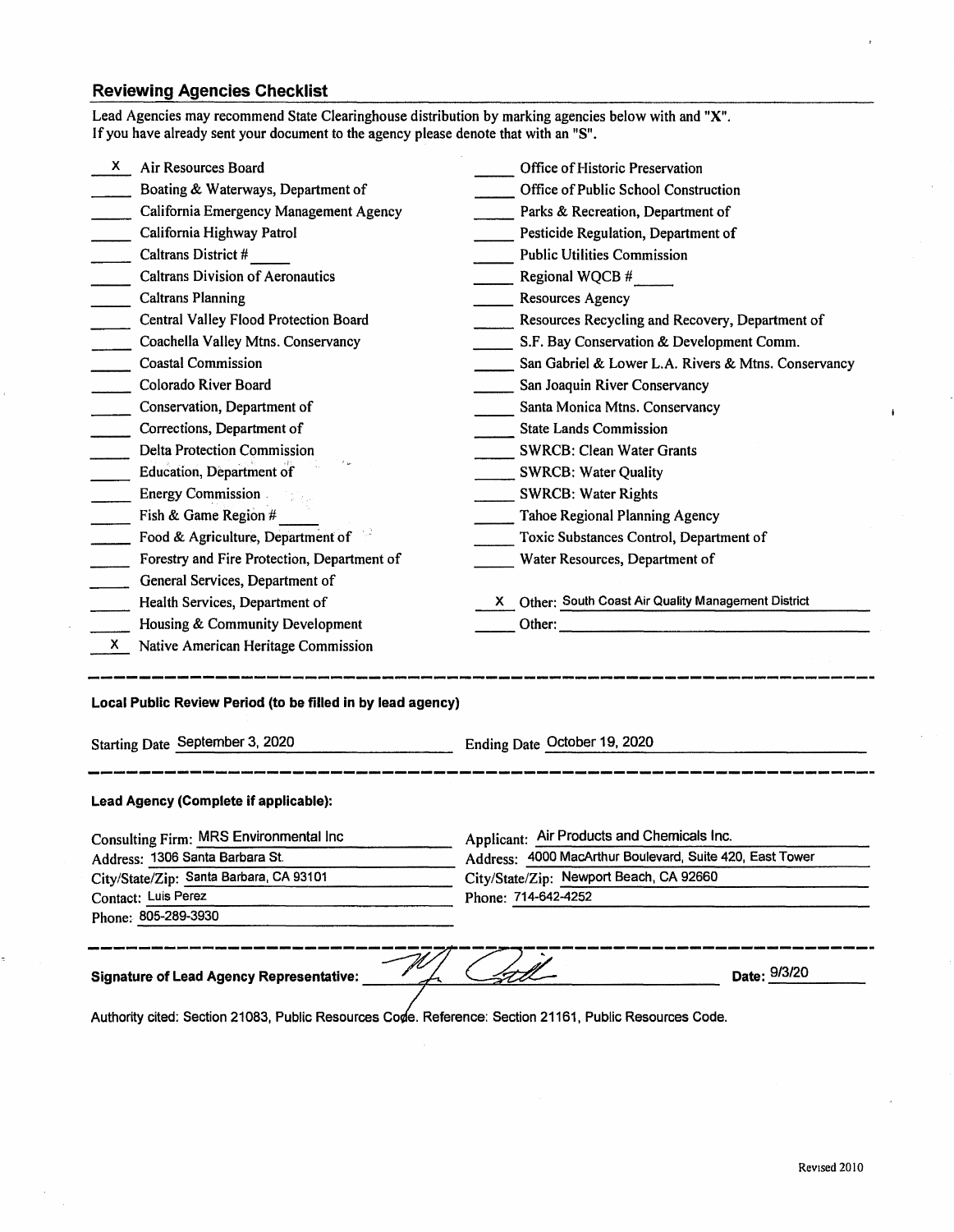## Reviewing Agencies Checklist

Lead Agencies may recommend State Clearinghouse distribution by marking agencies below with and "X".
If you have already sent your document to the agency please denote that with an "S".

- X Air Resources Board
- ____ Boating & Waterways, Department of
- ____ California Emergency Management Agency
- ____ California Highway Patrol
- ____ Caltrans District # ____
- ____ Caltrans Division of Aeronautics
- ____ Caltrans Planning
- ____ Central Valley Flood Protection Board
- ____ Coachella Valley Mtns. Conservancy
- ____ Coastal Commission
- ____ Colorado River Board
- ____ Conservation, Department of
- ____ Corrections, Department of
- ____ Delta Protection Commission
- ____ Education, Department of
- ____ Energy Commission
- ____ Fish & Game Region # ____
- ____ Food & Agriculture, Department of
- ____ Forestry and Fire Protection, Department of
- ____ General Services, Department of
- ____ Health Services, Department of
- ____ Housing & Community Development
- X Native American Heritage Commission
- ____ Office of Historic Preservation
- ____ Office of Public School Construction
- ____ Parks & Recreation, Department of
- ____ Pesticide Regulation, Department of
- ____ Public Utilities Commission
- ____ Regional WQCB # ____
- ____ Resources Agency
- ____ Resources Recycling and Recovery, Department of
- ____ S.F. Bay Conservation & Development Comm.
- ____ San Gabriel & Lower L.A. Rivers & Mtns. Conservancy
- ____ San Joaquin River Conservancy
- ____ Santa Monica Mtns. Conservancy
- ____ State Lands Commission
- ____ SWRCB: Clean Water Grants
- ____ SWRCB: Water Quality
- ____ SWRCB: Water Rights
- ____ Tahoe Regional Planning Agency
- ____ Toxic Substances Control, Department of
- ____ Water Resources, Department of
- X Other: South Coast Air Quality Management District
- ____ Other: ____

---

**Local Public Review Period (to be filled in by lead agency)**

Starting Date September 3, 2020

Ending Date October 19, 2020

---

**Lead Agency (Complete if applicable):**

Consulting Firm: MRS Environmental Inc
Address: 1306 Santa Barbara St.
City/State/Zip: Santa Barbara, CA 93101
Contact: Luis Perez
Phone: 805-289-3930

Applicant: Air Products and Chemicals Inc.
Address: 4000 MacArthur Boulevard, Suite 420, East Tower
City/State/Zip: Newport Beach, CA 92660
Phone: 714-642-4252

---

**Signature of Lead Agency Representative:** [signature] **Date:** 9/3/20

Authority cited: Section 21083, Public Resources Code. Reference: Section 21161, Public Resources Code.

Revised 2010